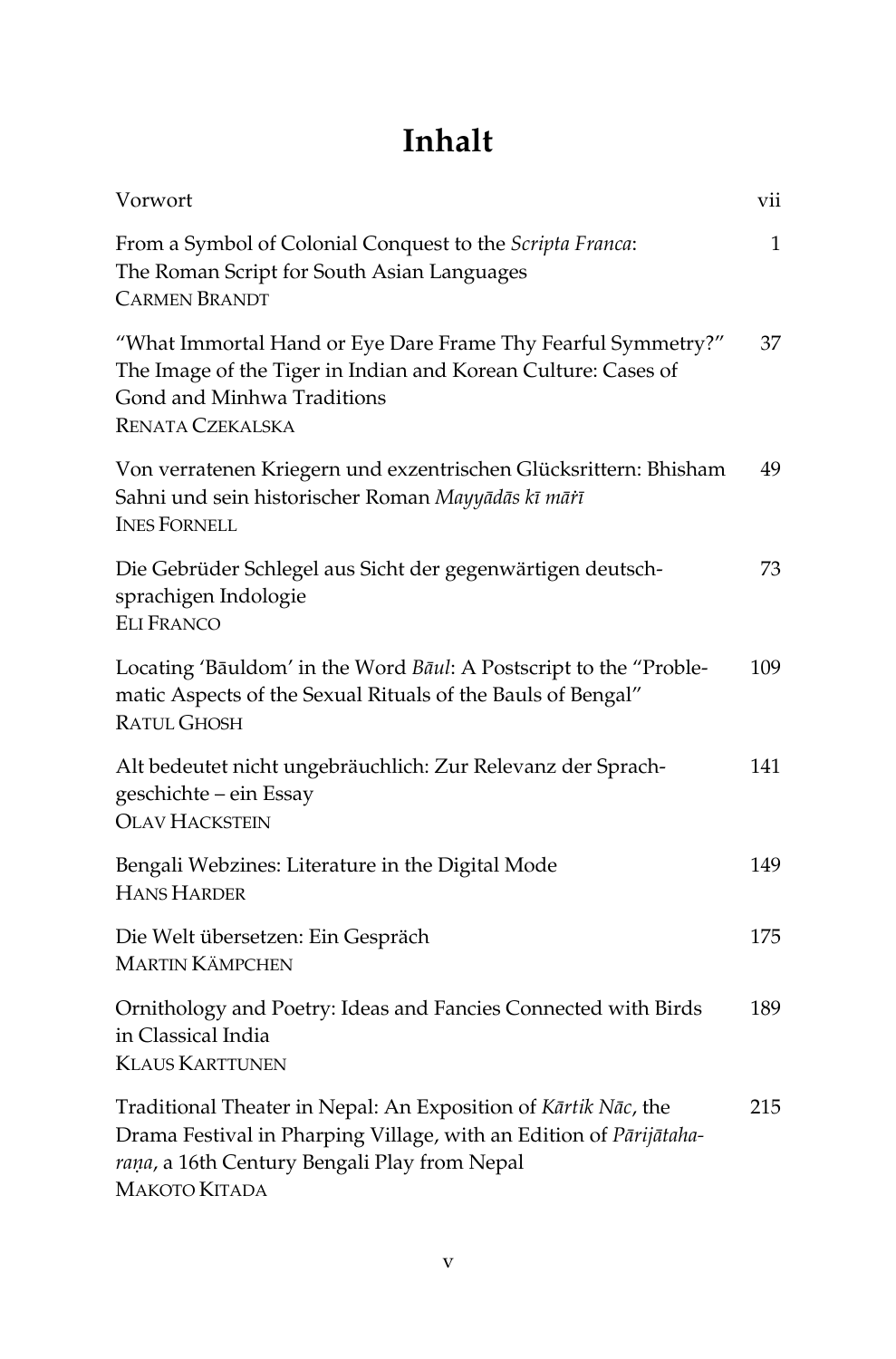# Inhalt

| | |
|---|---|
| Vorwort | vii |
| From a Symbol of Colonial Conquest to the *Scripta Franca*: The Roman Script for South Asian Languages<br>CARMEN BRANDT | 1 |
| "What Immortal Hand or Eye Dare Frame Thy Fearful Symmetry?" The Image of the Tiger in Indian and Korean Culture: Cases of Gond and Minhwa Traditions<br>RENATA CZEKALSKA | 37 |
| Von verratenen Kriegern und exzentrischen Glücksrittern: Bhisham Sahni und sein historischer Roman *Mayyādās kī māṛī*<br>INES FORNELL | 49 |
| Die Gebrüder Schlegel aus Sicht der gegenwärtigen deutschsprachigen Indologie<br>ELI FRANCO | 73 |
| Locating 'Bāuldom' in the Word *Bāul*: A Postscript to the "Problematic Aspects of the Sexual Rituals of the Bauls of Bengal"<br>RATUL GHOSH | 109 |
| Alt bedeutet nicht ungebräuchlich: Zur Relevanz der Sprachgeschichte – ein Essay<br>OLAV HACKSTEIN | 141 |
| Bengali Webzines: Literature in the Digital Mode<br>HANS HARDER | 149 |
| Die Welt übersetzen: Ein Gespräch<br>MARTIN KÄMPCHEN | 175 |
| Ornithology and Poetry: Ideas and Fancies Connected with Birds in Classical India<br>KLAUS KARTTUNEN | 189 |
| Traditional Theater in Nepal: An Exposition of *Kārtik Nāc*, the Drama Festival in Pharping Village, with an Edition of *Pārijātaharaṇa*, a 16th Century Bengali Play from Nepal<br>MAKOTO KITADA | 215 |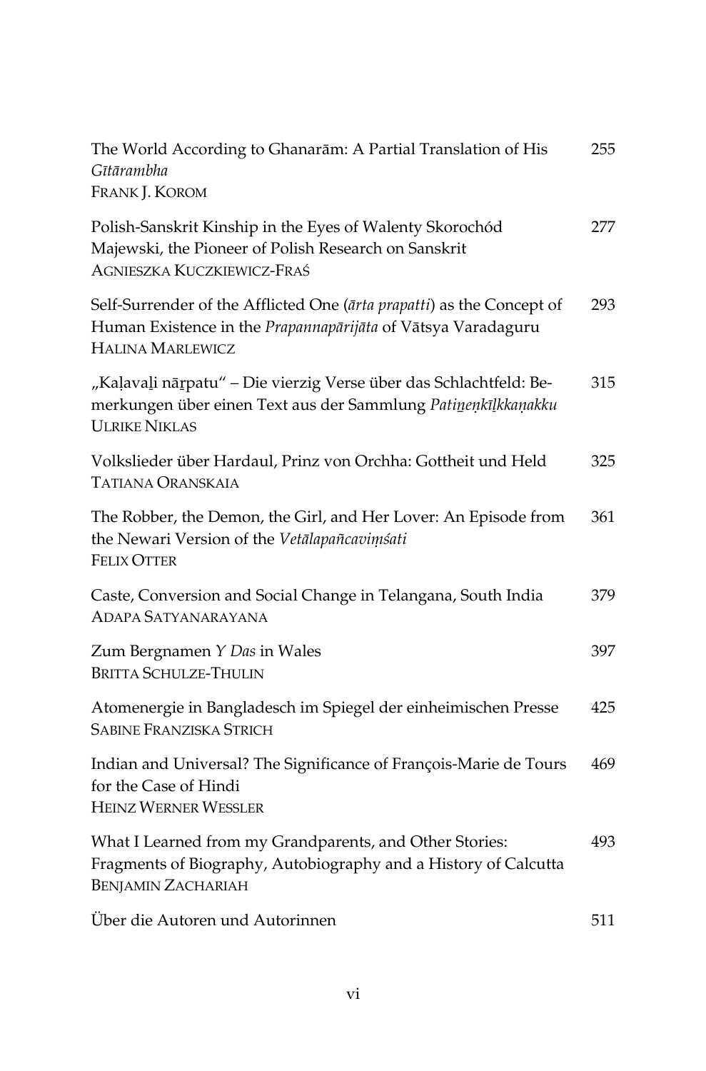The World According to Ghanarām: A Partial Translation of His *Gītārambha* 255
FRANK J. KOROM

Polish-Sanskrit Kinship in the Eyes of Walenty Skorochód Majewski, the Pioneer of Polish Research on Sanskrit 277
AGNIESZKA KUCZKIEWICZ-FRAŚ

Self-Surrender of the Afflicted One (*ārta prapatti*) as the Concept of Human Existence in the *Prapannapārijāta* of Vātsya Varadaguru 293
HALINA MARLEWICZ

„Kaḷavaḻi nāṟpatu" – Die vierzig Verse über das Schlachtfeld: Bemerkungen über einen Text aus der Sammlung *Patiṉeṇkīḻkkaṇakku* 315
ULRIKE NIKLAS

Volkslieder über Hardaul, Prinz von Orchha: Gottheit und Held 325
TATIANA ORANSKAIA

The Robber, the Demon, the Girl, and Her Lover: An Episode from the Newari Version of the *Vetālapañcaviṃśati* 361
FELIX OTTER

Caste, Conversion and Social Change in Telangana, South India 379
ADAPA SATYANARAYANA

Zum Bergnamen *Y Das* in Wales 397
BRITTA SCHULZE-THULIN

Atomenergie in Bangladesch im Spiegel der einheimischen Presse 425
SABINE FRANZISKA STRICH

Indian and Universal? The Significance of François-Marie de Tours for the Case of Hindi 469
HEINZ WERNER WESSLER

What I Learned from my Grandparents, and Other Stories: Fragments of Biography, Autobiography and a History of Calcutta 493
BENJAMIN ZACHARIAH

Über die Autoren und Autorinnen 511